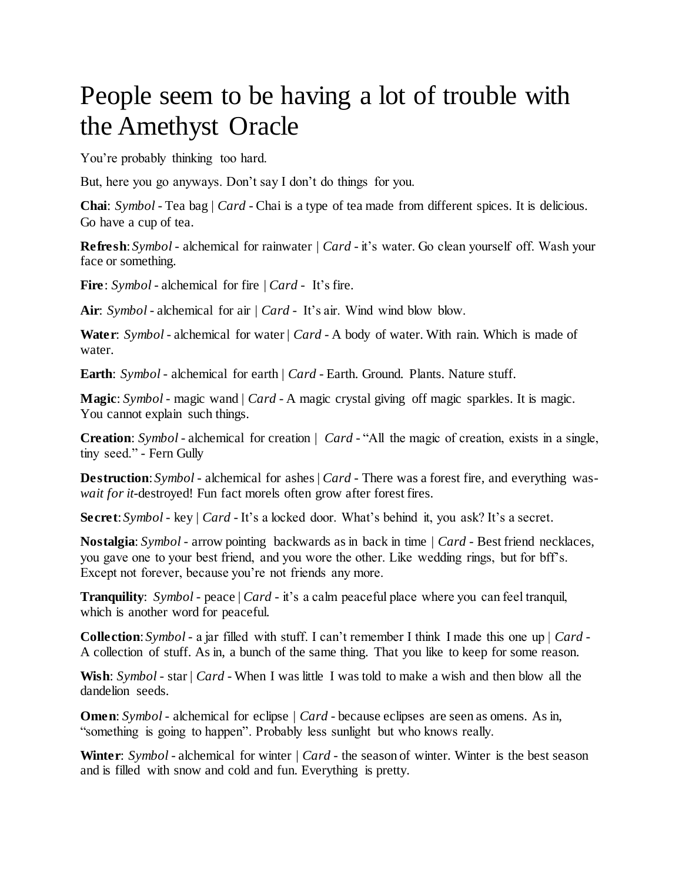# People seem to be having a lot of trouble with the Amethyst Oracle

You're probably thinking too hard.

But, here you go anyways. Don't say I don't do things for you.

**Chai**: *Symbol* - Tea bag | *Card* - Chai is a type of tea made from different spices. It is delicious. Go have a cup of tea.

**Refresh**: *Symbol* - alchemical for rainwater | *Card* - it's water. Go clean yourself off. Wash your face or something.

**Fire**: *Symbol* - alchemical for fire | *Card* - It's fire.

**Air**: *Symbol* - alchemical for air | *Card* - It's air. Wind wind blow blow.

**Water**: *Symbol* - alchemical for water | *Card* - A body of water. With rain. Which is made of water.

**Earth**: *Symbol* - alchemical for earth | *Card* - Earth. Ground. Plants. Nature stuff.

**Magic**: *Symbol* - magic wand | *Card* - A magic crystal giving off magic sparkles. It is magic. You cannot explain such things.

**Creation**: *Symbol* - alchemical for creation | *Card* - "All the magic of creation, exists in a single, tiny seed." - Fern Gully

**Destruction**: *Symbol* - alchemical for ashes | *Card* - There was a forest fire, and everything was-*wait for it*-destroyed! Fun fact morels often grow after forest fires.

**Secret**: *Symbol* - key | *Card* - It's a locked door. What's behind it, you ask? It's a secret.

**Nostalgia**: *Symbol* - arrow pointing backwards as in back in time | *Card* - Best friend necklaces, you gave one to your best friend, and you wore the other. Like wedding rings, but for bff's. Except not forever, because you're not friends any more.

**Tranquility**: *Symbol* - peace | *Card* - it's a calm peaceful place where you can feel tranquil, which is another word for peaceful.

**Collection**: *Symbol* - a jar filled with stuff. I can't remember I think I made this one up | *Card* - A collection of stuff. As in, a bunch of the same thing. That you like to keep for some reason.

**Wish**: *Symbol* - star | *Card* - When I was little I was told to make a wish and then blow all the dandelion seeds.

**Omen**: *Symbol* - alchemical for eclipse | *Card* - because eclipses are seen as omens. As in, "something is going to happen". Probably less sunlight but who knows really.

**Winter**: *Symbol* - alchemical for winter | *Card* - the season of winter. Winter is the best season and is filled with snow and cold and fun. Everything is pretty.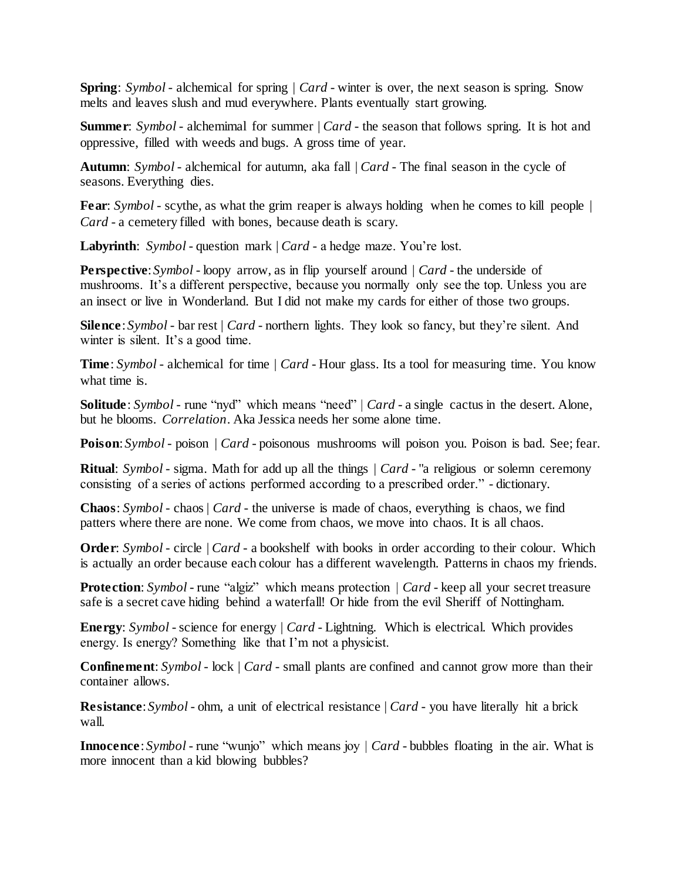**Spring**: *Symbol* - alchemical for spring | *Card* - winter is over, the next season is spring. Snow melts and leaves slush and mud everywhere. Plants eventually start growing.

**Summer**: *Symbol* - alchemimal for summer | *Card* - the season that follows spring. It is hot and oppressive, filled with weeds and bugs. A gross time of year.

**Autumn**: *Symbol* - alchemical for autumn, aka fall | *Card* - The final season in the cycle of seasons. Everything dies.

**Fear**: *Symbol* - scythe, as what the grim reaper is always holding when he comes to kill people | *Card* - a cemetery filled with bones, because death is scary.

**Labyrinth**: *Symbol* - question mark | *Card* - a hedge maze. You're lost.

**Perspective**: *Symbol* - loopy arrow, as in flip yourself around | *Card* - the underside of mushrooms. It's a different perspective, because you normally only see the top. Unless you are an insect or live in Wonderland. But I did not make my cards for either of those two groups.

**Silence**: *Symbol* - bar rest | *Card* - northern lights. They look so fancy, but they're silent. And winter is silent. It's a good time.

**Time**: *Symbol* - alchemical for time | *Card* - Hour glass. Its a tool for measuring time. You know what time is.

**Solitude**: *Symbol* - rune "nyd" which means "need" | *Card* - a single cactus in the desert. Alone, but he blooms. *Correlation*. Aka Jessica needs her some alone time.

**Poison**: *Symbol* - poison | *Card* - poisonous mushrooms will poison you. Poison is bad. See; fear.

**Ritual**: *Symbol* - sigma. Math for add up all the things | *Card* - "a religious or solemn ceremony consisting of a series of actions performed according to a prescribed order." - dictionary.

**Chaos**: *Symbol* - chaos | *Card* - the universe is made of chaos, everything is chaos, we find patters where there are none. We come from chaos, we move into chaos. It is all chaos.

**Order**: *Symbol* - circle | *Card* - a bookshelf with books in order according to their colour. Which is actually an order because each colour has a different wavelength. Patterns in chaos my friends.

**Protection**: *Symbol* - rune "algiz" which means protection | *Card* - keep all your secret treasure safe is a secret cave hiding behind a waterfall! Or hide from the evil Sheriff of Nottingham.

**Energy**: *Symbol* - science for energy | *Card* - Lightning. Which is electrical. Which provides energy. Is energy? Something like that I'm not a physicist.

**Confinement**: *Symbol* - lock | *Card* - small plants are confined and cannot grow more than their container allows.

**Resistance**: *Symbol* - ohm, a unit of electrical resistance | *Card* - you have literally hit a brick wall.

**Innocence**: *Symbol* - rune "wunjo" which means joy | *Card* - bubbles floating in the air. What is more innocent than a kid blowing bubbles?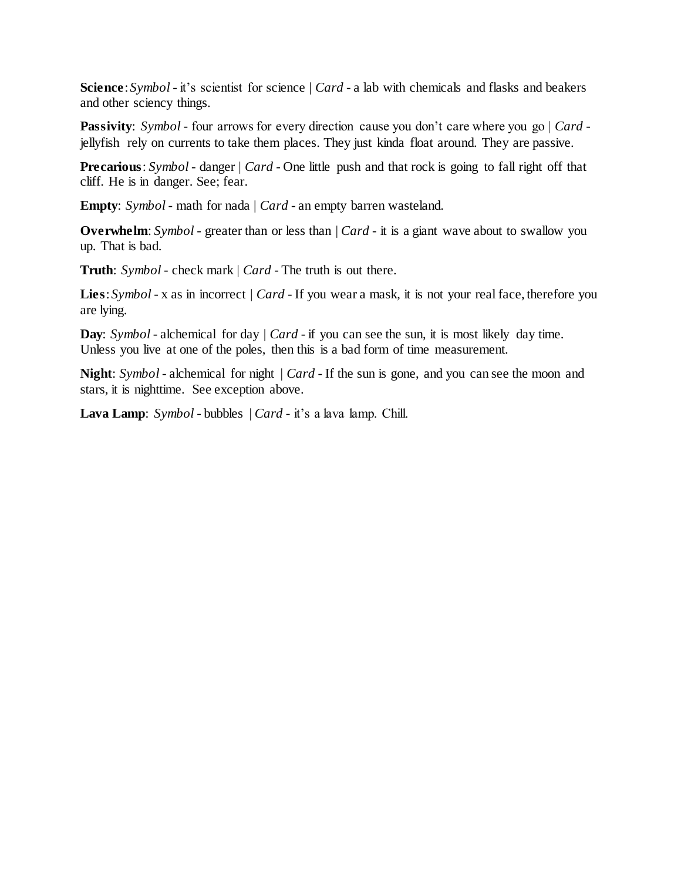**Science**: *Symbol* - it's scientist for science | *Card* - a lab with chemicals and flasks and beakers and other sciency things.

**Passivity**: *Symbol* - four arrows for every direction cause you don't care where you go | *Card* - jellyfish rely on currents to take them places. They just kinda float around. They are passive.

**Precarious**: *Symbol* - danger | *Card* - One little push and that rock is going to fall right off that cliff. He is in danger. See; fear.

**Empty**: *Symbol* - math for nada | *Card* - an empty barren wasteland.

**Overwhelm**: *Symbol* - greater than or less than | *Card* - it is a giant wave about to swallow you up. That is bad.

**Truth**: *Symbol* - check mark | *Card* - The truth is out there.

**Lies**: *Symbol* - x as in incorrect | *Card* - If you wear a mask, it is not your real face, therefore you are lying.

**Day**: *Symbol* - alchemical for day | *Card* - if you can see the sun, it is most likely day time. Unless you live at one of the poles, then this is a bad form of time measurement.

**Night**: *Symbol* - alchemical for night | *Card* - If the sun is gone, and you can see the moon and stars, it is nighttime. See exception above.

**Lava Lamp**: *Symbol* - bubbles | *Card* - it's a lava lamp. Chill.